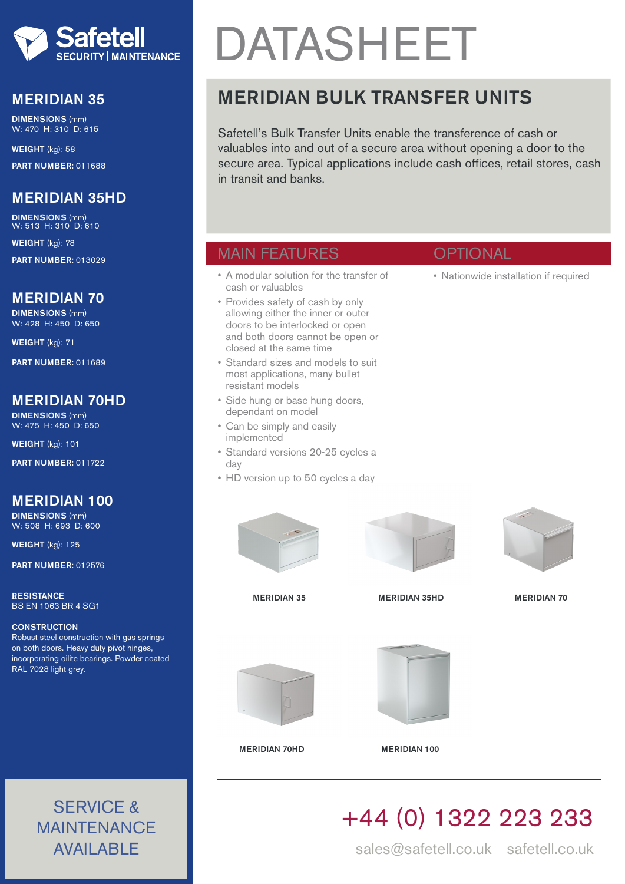Safetell SECURITY | MAINTENANCE

# DATASHEET

## MERIDIAN BULK TRANSFER UNITS

Safetell's Bulk Transfer Units enable the transference of cash or valuables into and out of a secure area without opening a door to the secure area. Typical applications include cash offices, retail stores, cash in transit and banks.

## MAIN FEATURES

- A modular solution for the transfer of cash or valuables
- Provides safety of cash by only allowing either the inner or outer doors to be interlocked or open and both doors cannot be open or closed at the same time
- Standard sizes and models to suit most applications, many bullet resistant models
- Side hung or base hung doors, dependant on model
- Can be simply and easily implemented
- Standard versions 20-25 cycles a day
- HD version up to 50 cycles a day

## OPTIONAL

- Nationwide installation if required

MERIDIAN 35

MERIDIAN 35HD

MERIDIAN 70

MERIDIAN 70HD

MERIDIAN 100

### MERIDIAN 35

**DIMENSIONS** (mm)
W: 470 H: 310 D: 615

**WEIGHT** (kg): 58

**PART NUMBER:** 011688

### MERIDIAN 35HD

**DIMENSIONS** (mm)
W: 513 H: 310 D: 610

**WEIGHT** (kg): 78

**PART NUMBER:** 013029

### MERIDIAN 70

**DIMENSIONS** (mm)
W: 428 H: 450 D: 650

**WEIGHT** (kg): 71

**PART NUMBER:** 011689

### MERIDIAN 70HD

**DIMENSIONS** (mm)
W: 475 H: 450 D: 650

**WEIGHT** (kg): 101

**PART NUMBER:** 011722

### MERIDIAN 100

**DIMENSIONS** (mm)
W: 508 H: 693 D: 600

**WEIGHT** (kg): 125

**PART NUMBER:** 012576

**RESISTANCE**
BS EN 1063 BR 4 SG1

**CONSTRUCTION**
Robust steel construction with gas springs on both doors. Heavy duty pivot hinges, incorporating oilite bearings. Powder coated RAL 7028 light grey.

SERVICE & MAINTENANCE AVAILABLE

+44 (0) 1322 223 233

sales@safetell.co.uk safetell.co.uk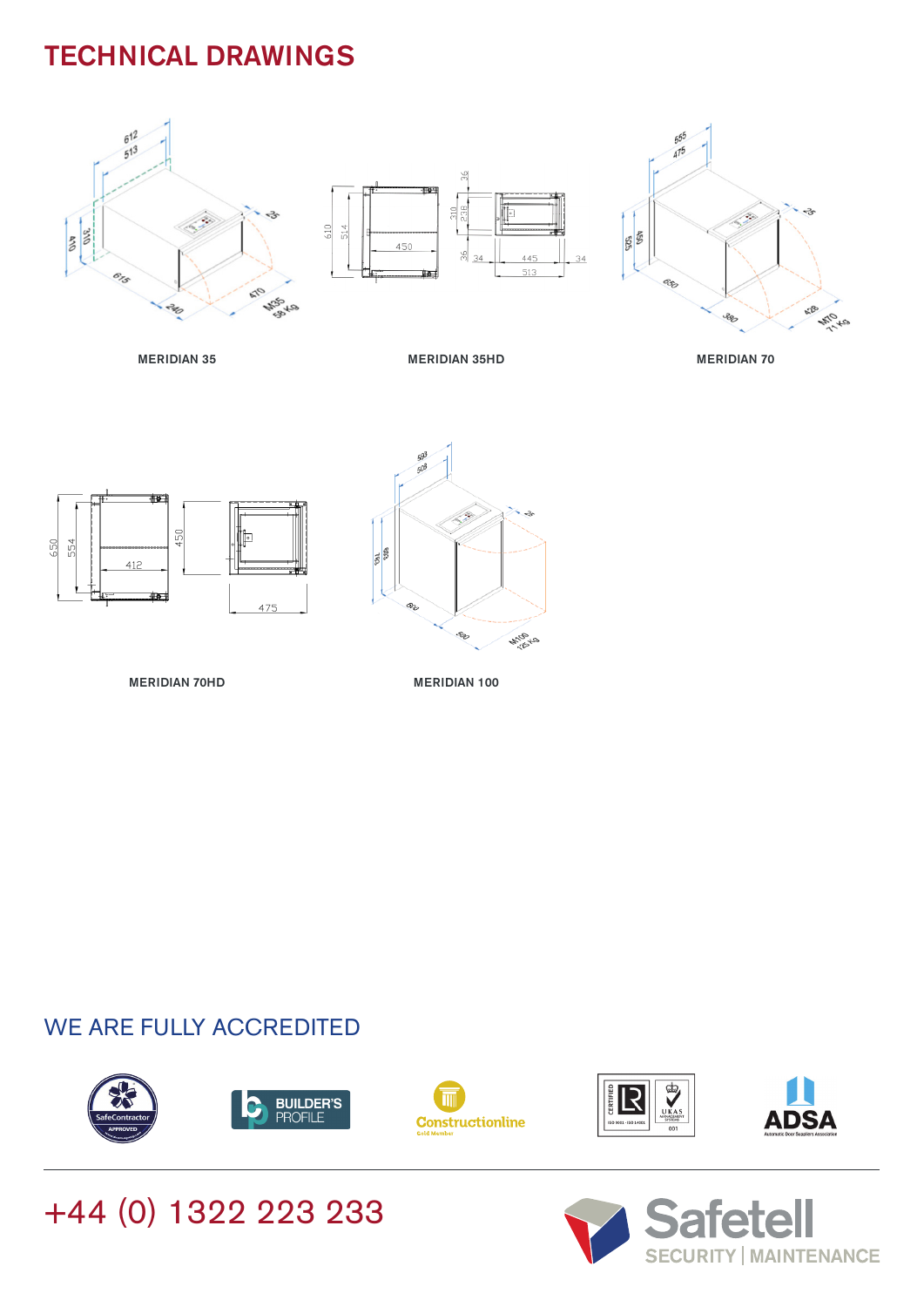## TECHNICAL DRAWINGS

612
513
410
310
615
240
470
35
M35
58 Kg

**MERIDIAN 35**

610
514
450
36
310
238
36
34
445
34
513

**MERIDIAN 35HD**

555
475
525
450
650
380
428
25
M70
71 Kg

**MERIDIAN 70**

650
554
412
450
475

**MERIDIAN 70HD**

593
509
25
690
590
M100
125 Kg

**MERIDIAN 100**

## WE ARE FULLY ACCREDITED

SafeContractor APPROVED

BUILDER'S PROFILE

Constructionline Gold Member

CERTIFIED LR ISO 9001 · ISO 14001 UKAS MANAGEMENT SYSTEMS 001

ADSA Automatic Door Suppliers Association

+44 (0) 1322 223 233

Safetell SECURITY | MAINTENANCE